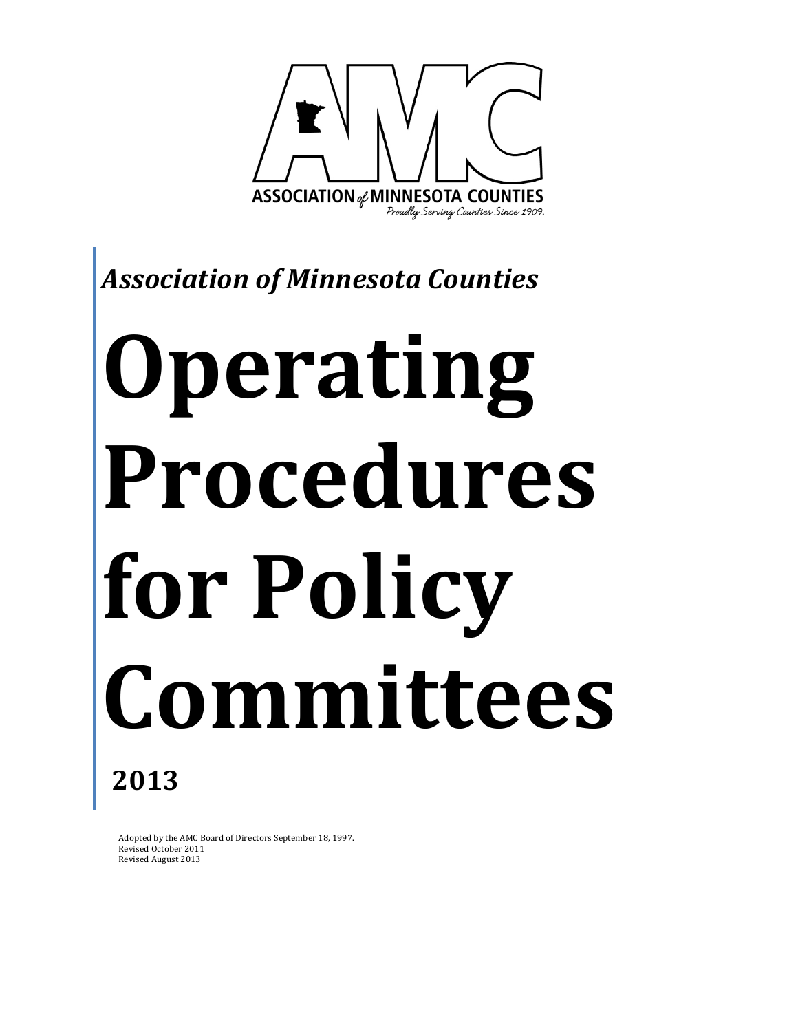ASSOCIATION of MINNESOTA COUNTIES

Proudly Serving Counties Since 1909.

*Association of Minnesota Counties*

# Operating Procedures for Policy Committees

## 2013

Adopted by the AMC Board of Directors September 18, 1997.
Revised October 2011
Revised August 2013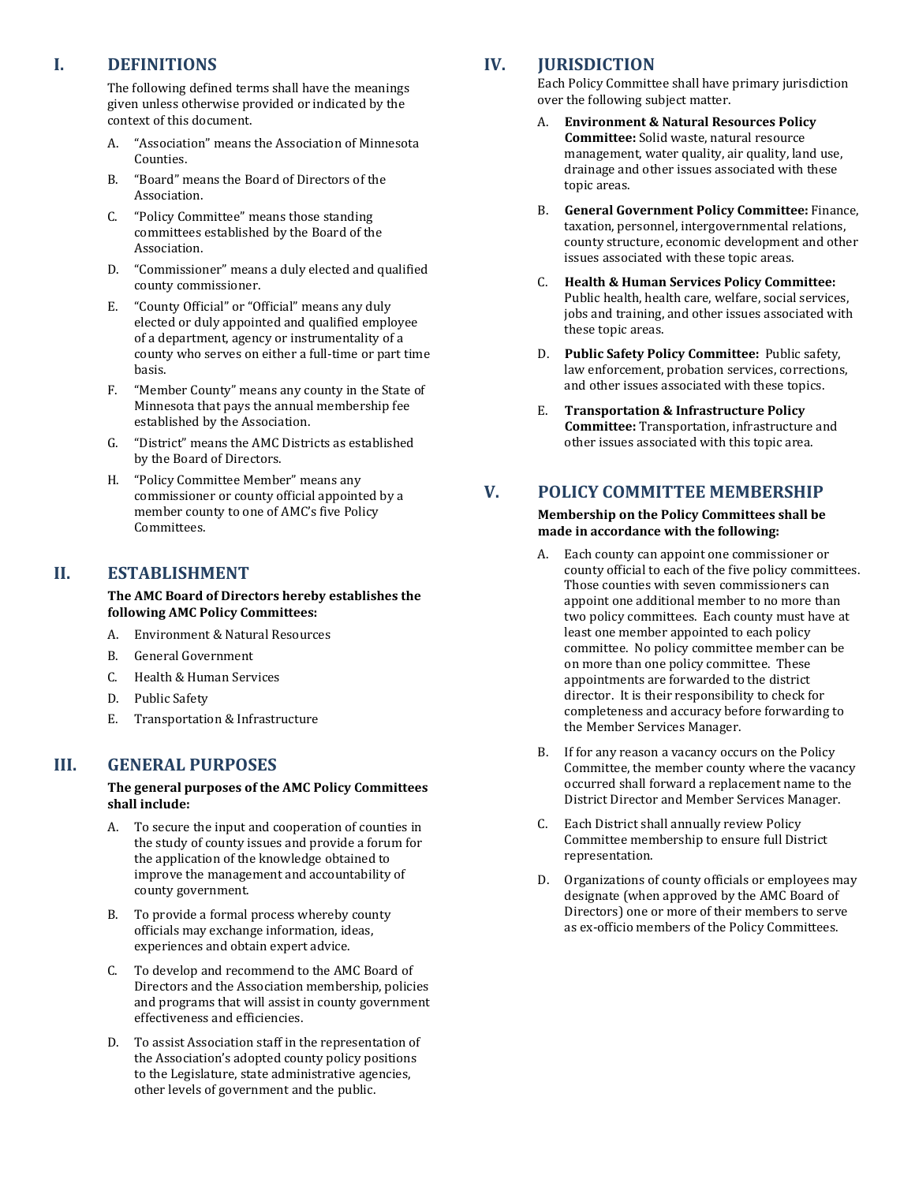## I. DEFINITIONS

The following defined terms shall have the meanings given unless otherwise provided or indicated by the context of this document.

A. "Association" means the Association of Minnesota Counties.

B. "Board" means the Board of Directors of the Association.

C. "Policy Committee" means those standing committees established by the Board of the Association.

D. "Commissioner" means a duly elected and qualified county commissioner.

E. "County Official" or "Official" means any duly elected or duly appointed and qualified employee of a department, agency or instrumentality of a county who serves on either a full-time or part time basis.

F. "Member County" means any county in the State of Minnesota that pays the annual membership fee established by the Association.

G. "District" means the AMC Districts as established by the Board of Directors.

H. "Policy Committee Member" means any commissioner or county official appointed by a member county to one of AMC's five Policy Committees.

## II. ESTABLISHMENT

**The AMC Board of Directors hereby establishes the following AMC Policy Committees:**

A. Environment & Natural Resources

B. General Government

C. Health & Human Services

D. Public Safety

E. Transportation & Infrastructure

## III. GENERAL PURPOSES

**The general purposes of the AMC Policy Committees shall include:**

A. To secure the input and cooperation of counties in the study of county issues and provide a forum for the application of the knowledge obtained to improve the management and accountability of county government.

B. To provide a formal process whereby county officials may exchange information, ideas, experiences and obtain expert advice.

C. To develop and recommend to the AMC Board of Directors and the Association membership, policies and programs that will assist in county government effectiveness and efficiencies.

D. To assist Association staff in the representation of the Association's adopted county policy positions to the Legislature, state administrative agencies, other levels of government and the public.

## IV. JURISDICTION

Each Policy Committee shall have primary jurisdiction over the following subject matter.

A. **Environment & Natural Resources Policy Committee:** Solid waste, natural resource management, water quality, air quality, land use, drainage and other issues associated with these topic areas.

B. **General Government Policy Committee:** Finance, taxation, personnel, intergovernmental relations, county structure, economic development and other issues associated with these topic areas.

C. **Health & Human Services Policy Committee:** Public health, health care, welfare, social services, jobs and training, and other issues associated with these topic areas.

D. **Public Safety Policy Committee:** Public safety, law enforcement, probation services, corrections, and other issues associated with these topics.

E. **Transportation & Infrastructure Policy Committee:** Transportation, infrastructure and other issues associated with this topic area.

## V. POLICY COMMITTEE MEMBERSHIP

**Membership on the Policy Committees shall be made in accordance with the following:**

A. Each county can appoint one commissioner or county official to each of the five policy committees. Those counties with seven commissioners can appoint one additional member to no more than two policy committees. Each county must have at least one member appointed to each policy committee. No policy committee member can be on more than one policy committee. These appointments are forwarded to the district director. It is their responsibility to check for completeness and accuracy before forwarding to the Member Services Manager.

B. If for any reason a vacancy occurs on the Policy Committee, the member county where the vacancy occurred shall forward a replacement name to the District Director and Member Services Manager.

C. Each District shall annually review Policy Committee membership to ensure full District representation.

D. Organizations of county officials or employees may designate (when approved by the AMC Board of Directors) one or more of their members to serve as ex-officio members of the Policy Committees.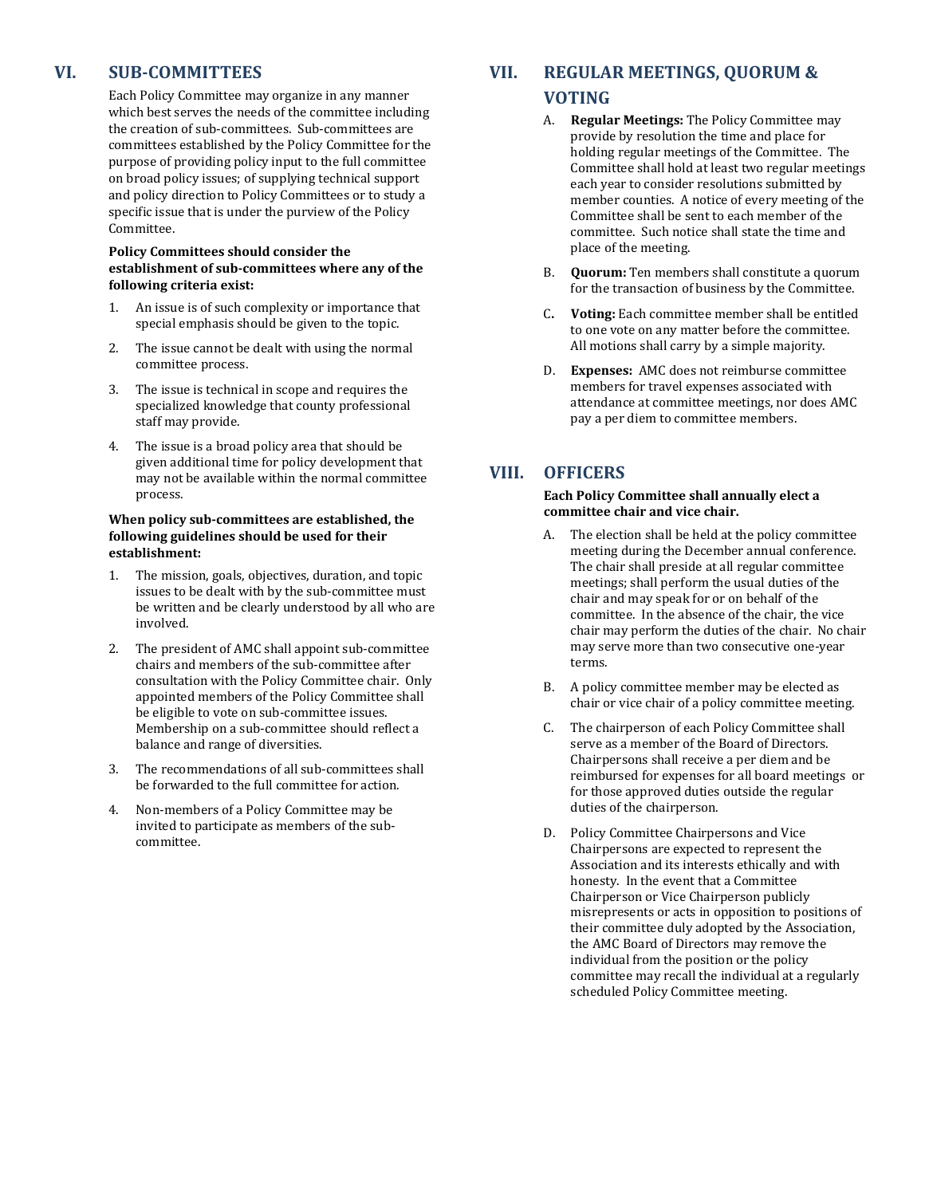## VI. SUB-COMMITTEES

Each Policy Committee may organize in any manner which best serves the needs of the committee including the creation of sub-committees. Sub-committees are committees established by the Policy Committee for the purpose of providing policy input to the full committee on broad policy issues; of supplying technical support and policy direction to Policy Committees or to study a specific issue that is under the purview of the Policy Committee.

**Policy Committees should consider the establishment of sub-committees where any of the following criteria exist:**

1. An issue is of such complexity or importance that special emphasis should be given to the topic.
2. The issue cannot be dealt with using the normal committee process.
3. The issue is technical in scope and requires the specialized knowledge that county professional staff may provide.
4. The issue is a broad policy area that should be given additional time for policy development that may not be available within the normal committee process.

**When policy sub-committees are established, the following guidelines should be used for their establishment:**

1. The mission, goals, objectives, duration, and topic issues to be dealt with by the sub-committee must be written and be clearly understood by all who are involved.
2. The president of AMC shall appoint sub-committee chairs and members of the sub-committee after consultation with the Policy Committee chair. Only appointed members of the Policy Committee shall be eligible to vote on sub-committee issues. Membership on a sub-committee should reflect a balance and range of diversities.
3. The recommendations of all sub-committees shall be forwarded to the full committee for action.
4. Non-members of a Policy Committee may be invited to participate as members of the sub-committee.

## VII. REGULAR MEETINGS, QUORUM & VOTING

A. **Regular Meetings:** The Policy Committee may provide by resolution the time and place for holding regular meetings of the Committee. The Committee shall hold at least two regular meetings each year to consider resolutions submitted by member counties. A notice of every meeting of the Committee shall be sent to each member of the committee. Such notice shall state the time and place of the meeting.

B. **Quorum:** Ten members shall constitute a quorum for the transaction of business by the Committee.

C. **Voting:** Each committee member shall be entitled to one vote on any matter before the committee. All motions shall carry by a simple majority.

D. **Expenses:** AMC does not reimburse committee members for travel expenses associated with attendance at committee meetings, nor does AMC pay a per diem to committee members.

## VIII. OFFICERS

**Each Policy Committee shall annually elect a committee chair and vice chair.**

A. The election shall be held at the policy committee meeting during the December annual conference. The chair shall preside at all regular committee meetings; shall perform the usual duties of the chair and may speak for or on behalf of the committee. In the absence of the chair, the vice chair may perform the duties of the chair. No chair may serve more than two consecutive one-year terms.

B. A policy committee member may be elected as chair or vice chair of a policy committee meeting.

C. The chairperson of each Policy Committee shall serve as a member of the Board of Directors. Chairpersons shall receive a per diem and be reimbursed for expenses for all board meetings or for those approved duties outside the regular duties of the chairperson.

D. Policy Committee Chairpersons and Vice Chairpersons are expected to represent the Association and its interests ethically and with honesty. In the event that a Committee Chairperson or Vice Chairperson publicly misrepresents or acts in opposition to positions of their committee duly adopted by the Association, the AMC Board of Directors may remove the individual from the position or the policy committee may recall the individual at a regularly scheduled Policy Committee meeting.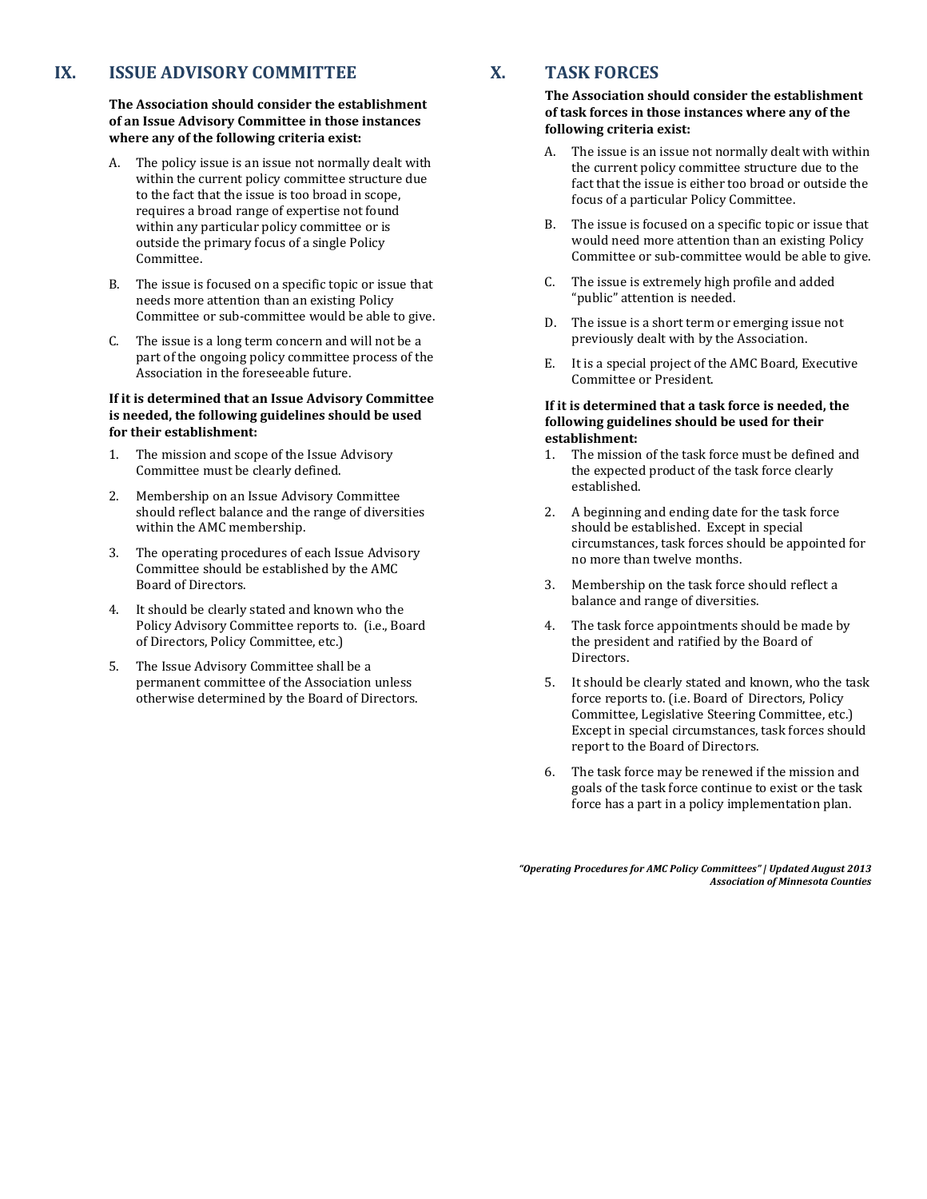## IX. ISSUE ADVISORY COMMITTEE

**The Association should consider the establishment of an Issue Advisory Committee in those instances where any of the following criteria exist:**

A. The policy issue is an issue not normally dealt with within the current policy committee structure due to the fact that the issue is too broad in scope, requires a broad range of expertise not found within any particular policy committee or is outside the primary focus of a single Policy Committee.

B. The issue is focused on a specific topic or issue that needs more attention than an existing Policy Committee or sub-committee would be able to give.

C. The issue is a long term concern and will not be a part of the ongoing policy committee process of the Association in the foreseeable future.

**If it is determined that an Issue Advisory Committee is needed, the following guidelines should be used for their establishment:**

1. The mission and scope of the Issue Advisory Committee must be clearly defined.
2. Membership on an Issue Advisory Committee should reflect balance and the range of diversities within the AMC membership.
3. The operating procedures of each Issue Advisory Committee should be established by the AMC Board of Directors.
4. It should be clearly stated and known who the Policy Advisory Committee reports to. (i.e., Board of Directors, Policy Committee, etc.)
5. The Issue Advisory Committee shall be a permanent committee of the Association unless otherwise determined by the Board of Directors.

## X. TASK FORCES

**The Association should consider the establishment of task forces in those instances where any of the following criteria exist:**

A. The issue is an issue not normally dealt with within the current policy committee structure due to the fact that the issue is either too broad or outside the focus of a particular Policy Committee.

B. The issue is focused on a specific topic or issue that would need more attention than an existing Policy Committee or sub-committee would be able to give.

C. The issue is extremely high profile and added "public" attention is needed.

D. The issue is a short term or emerging issue not previously dealt with by the Association.

E. It is a special project of the AMC Board, Executive Committee or President.

**If it is determined that a task force is needed, the following guidelines should be used for their establishment:**

1. The mission of the task force must be defined and the expected product of the task force clearly established.
2. A beginning and ending date for the task force should be established. Except in special circumstances, task forces should be appointed for no more than twelve months.
3. Membership on the task force should reflect a balance and range of diversities.
4. The task force appointments should be made by the president and ratified by the Board of Directors.
5. It should be clearly stated and known, who the task force reports to. (i.e. Board of Directors, Policy Committee, Legislative Steering Committee, etc.) Except in special circumstances, task forces should report to the Board of Directors.
6. The task force may be renewed if the mission and goals of the task force continue to exist or the task force has a part in a policy implementation plan.